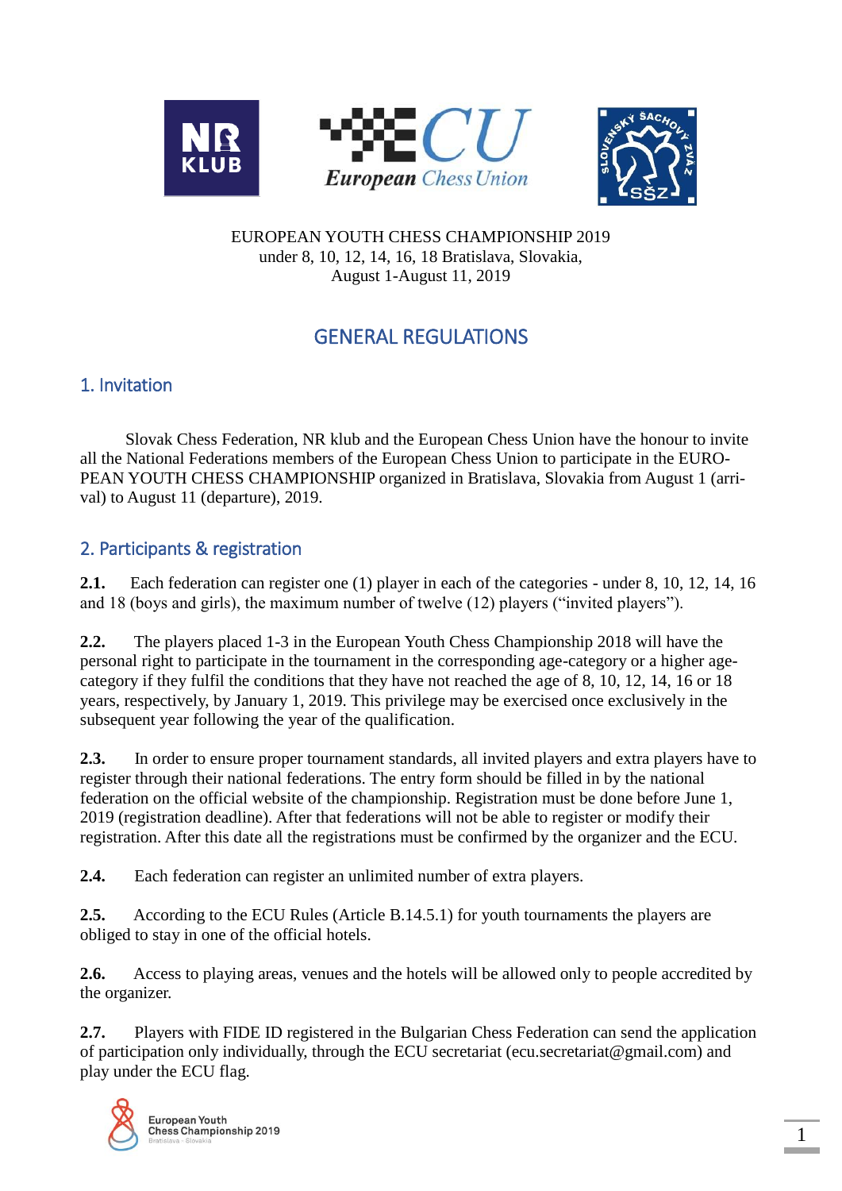EUROPEAN YOUTH CHESS CHAMPIONSHIP 2019
under 8, 10, 12, 14, 16, 18 Bratislava, Slovakia,
August 1-August 11, 2019

# GENERAL REGULATIONS

## 1. Invitation

Slovak Chess Federation, NR klub and the European Chess Union have the honour to invite all the National Federations members of the European Chess Union to participate in the EUROPEAN YOUTH CHESS CHAMPIONSHIP organized in Bratislava, Slovakia from August 1 (arrival) to August 11 (departure), 2019.

## 2. Participants & registration

**2.1.** Each federation can register one (1) player in each of the categories - under 8, 10, 12, 14, 16 and 18 (boys and girls), the maximum number of twelve (12) players ("invited players").

**2.2.** The players placed 1-3 in the European Youth Chess Championship 2018 will have the personal right to participate in the tournament in the corresponding age-category or a higher age-category if they fulfil the conditions that they have not reached the age of 8, 10, 12, 14, 16 or 18 years, respectively, by January 1, 2019. This privilege may be exercised once exclusively in the subsequent year following the year of the qualification.

**2.3.** In order to ensure proper tournament standards, all invited players and extra players have to register through their national federations. The entry form should be filled in by the national federation on the official website of the championship. Registration must be done before June 1, 2019 (registration deadline). After that federations will not be able to register or modify their registration. After this date all the registrations must be confirmed by the organizer and the ECU.

**2.4.** Each federation can register an unlimited number of extra players.

**2.5.** According to the ECU Rules (Article B.14.5.1) for youth tournaments the players are obliged to stay in one of the official hotels.

**2.6.** Access to playing areas, venues and the hotels will be allowed only to people accredited by the organizer.

**2.7.** Players with FIDE ID registered in the Bulgarian Chess Federation can send the application of participation only individually, through the ECU secretariat (ecu.secretariat@gmail.com) and play under the ECU flag.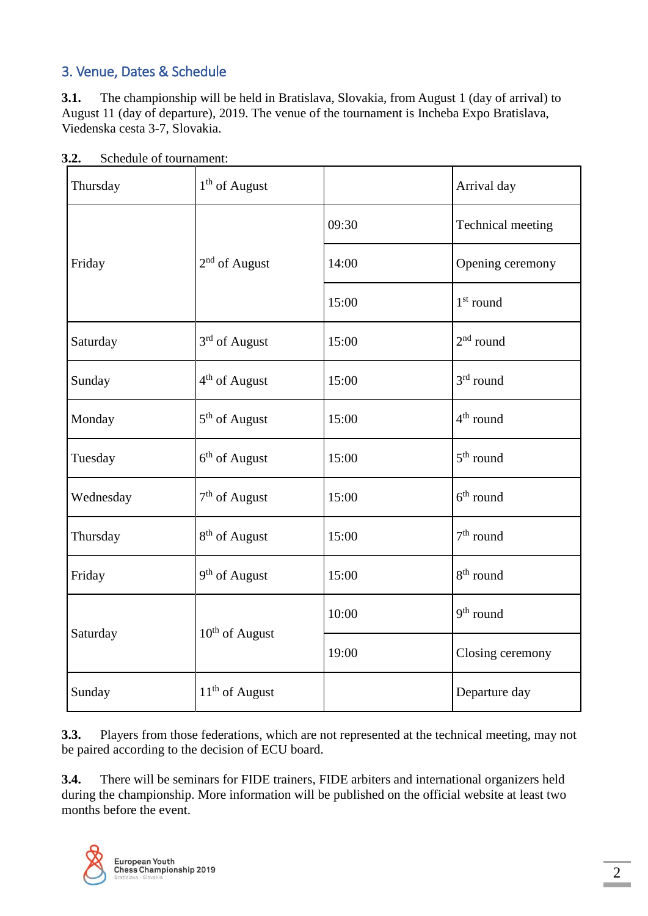## 3. Venue, Dates & Schedule

**3.1.** The championship will be held in Bratislava, Slovakia, from August 1 (day of arrival) to August 11 (day of departure), 2019. The venue of the tournament is Incheba Expo Bratislava, Viedenska cesta 3-7, Slovakia.

**3.2.** Schedule of tournament:

| | | | |
|---|---|---|---|
| Thursday | 1th of August | | Arrival day |
| Friday | 2nd of August | 09:30 | Technical meeting |
| | | 14:00 | Opening ceremony |
| | | 15:00 | 1st round |
| Saturday | 3rd of August | 15:00 | 2nd round |
| Sunday | 4th of August | 15:00 | 3rd round |
| Monday | 5th of August | 15:00 | 4th round |
| Tuesday | 6th of August | 15:00 | 5th round |
| Wednesday | 7th of August | 15:00 | 6th round |
| Thursday | 8th of August | 15:00 | 7th round |
| Friday | 9th of August | 15:00 | 8th round |
| Saturday | 10th of August | 10:00 | 9th round |
| | | 19:00 | Closing ceremony |
| Sunday | 11th of August | | Departure day |

**3.3.** Players from those federations, which are not represented at the technical meeting, may not be paired according to the decision of ECU board.

**3.4.** There will be seminars for FIDE trainers, FIDE arbiters and international organizers held during the championship. More information will be published on the official website at least two months before the event.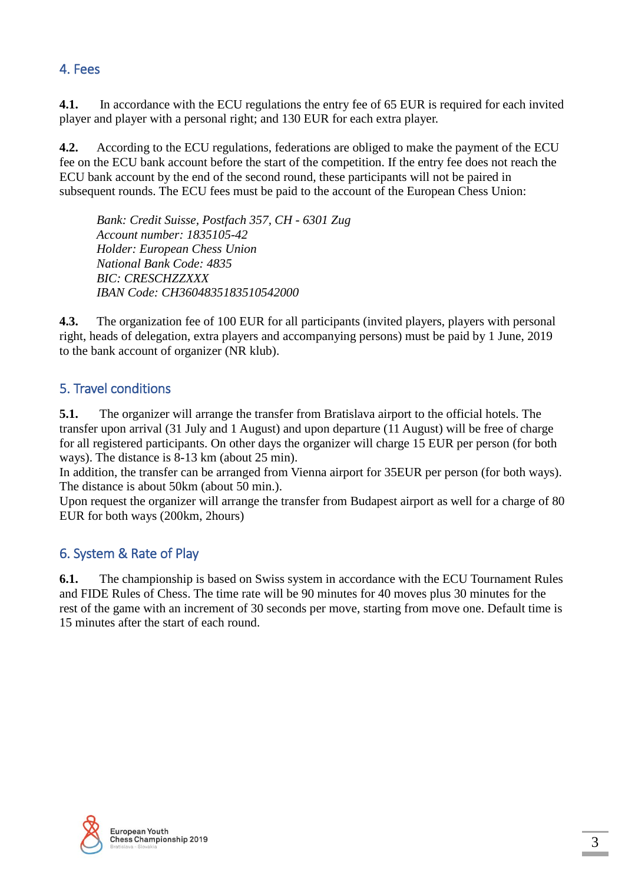## 4. Fees

**4.1.** In accordance with the ECU regulations the entry fee of 65 EUR is required for each invited player and player with a personal right; and 130 EUR for each extra player.

**4.2.** According to the ECU regulations, federations are obliged to make the payment of the ECU fee on the ECU bank account before the start of the competition. If the entry fee does not reach the ECU bank account by the end of the second round, these participants will not be paired in subsequent rounds. The ECU fees must be paid to the account of the European Chess Union:

> *Bank: Credit Suisse, Postfach 357, CH - 6301 Zug*
> *Account number: 1835105-42*
> *Holder: European Chess Union*
> *National Bank Code: 4835*
> *BIC: CRESCHZZXXX*
> *IBAN Code: CH3604835183510542000*

**4.3.** The organization fee of 100 EUR for all participants (invited players, players with personal right, heads of delegation, extra players and accompanying persons) must be paid by 1 June, 2019 to the bank account of organizer (NR klub).

## 5. Travel conditions

**5.1.** The organizer will arrange the transfer from Bratislava airport to the official hotels. The transfer upon arrival (31 July and 1 August) and upon departure (11 August) will be free of charge for all registered participants. On other days the organizer will charge 15 EUR per person (for both ways). The distance is 8-13 km (about 25 min).
In addition, the transfer can be arranged from Vienna airport for 35EUR per person (for both ways). The distance is about 50km (about 50 min.).
Upon request the organizer will arrange the transfer from Budapest airport as well for a charge of 80 EUR for both ways (200km, 2hours)

## 6. System & Rate of Play

**6.1.** The championship is based on Swiss system in accordance with the ECU Tournament Rules and FIDE Rules of Chess. The time rate will be 90 minutes for 40 moves plus 30 minutes for the rest of the game with an increment of 30 seconds per move, starting from move one. Default time is 15 minutes after the start of each round.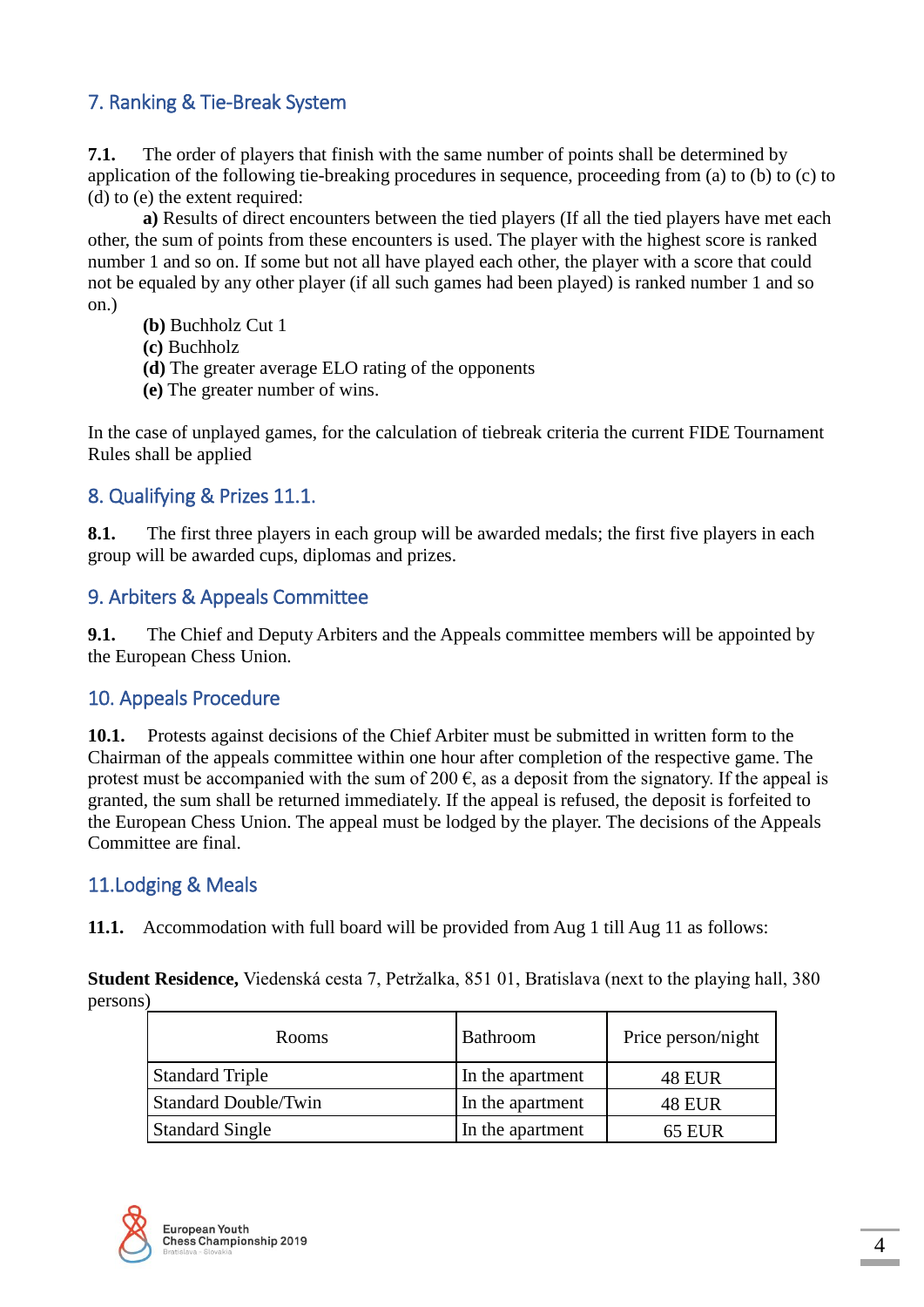## 7. Ranking & Tie-Break System

**7.1.** The order of players that finish with the same number of points shall be determined by application of the following tie-breaking procedures in sequence, proceeding from (a) to (b) to (c) to (d) to (e) the extent required:

**a)** Results of direct encounters between the tied players (If all the tied players have met each other, the sum of points from these encounters is used. The player with the highest score is ranked number 1 and so on. If some but not all have played each other, the player with a score that could not be equaled by any other player (if all such games had been played) is ranked number 1 and so on.)

**(b)** Buchholz Cut 1
**(c)** Buchholz
**(d)** The greater average ELO rating of the opponents
**(e)** The greater number of wins.

In the case of unplayed games, for the calculation of tiebreak criteria the current FIDE Tournament Rules shall be applied

## 8. Qualifying & Prizes 11.1.

**8.1.** The first three players in each group will be awarded medals; the first five players in each group will be awarded cups, diplomas and prizes.

## 9. Arbiters & Appeals Committee

**9.1.** The Chief and Deputy Arbiters and the Appeals committee members will be appointed by the European Chess Union.

## 10. Appeals Procedure

**10.1.** Protests against decisions of the Chief Arbiter must be submitted in written form to the Chairman of the appeals committee within one hour after completion of the respective game. The protest must be accompanied with the sum of 200 €, as a deposit from the signatory. If the appeal is granted, the sum shall be returned immediately. If the appeal is refused, the deposit is forfeited to the European Chess Union. The appeal must be lodged by the player. The decisions of the Appeals Committee are final.

## 11.Lodging & Meals

**11.1.** Accommodation with full board will be provided from Aug 1 till Aug 11 as follows:

**Student Residence,** Viedenská cesta 7, Petržalka, 851 01, Bratislava (next to the playing hall, 380 persons)

| Rooms | Bathroom | Price person/night |
|---|---|---|
| Standard Triple | In the apartment | 48 EUR |
| Standard Double/Twin | In the apartment | 48 EUR |
| Standard Single | In the apartment | 65 EUR |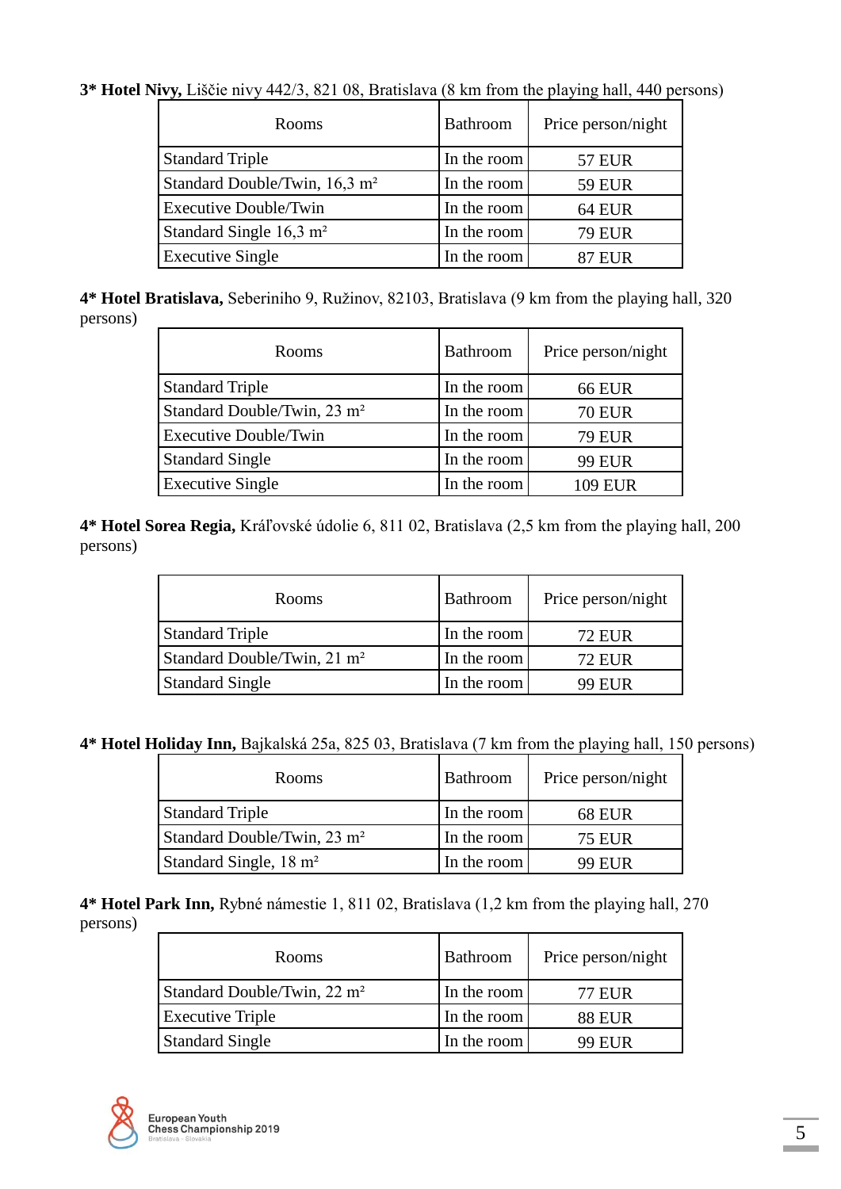**3* Hotel Nivy,** Liščie nivy 442/3, 821 08, Bratislava (8 km from the playing hall, 440 persons)

| Rooms | Bathroom | Price person/night |
|---|---|---|
| Standard Triple | In the room | 57 EUR |
| Standard Double/Twin, 16,3 m² | In the room | 59 EUR |
| Executive Double/Twin | In the room | 64 EUR |
| Standard Single 16,3 m² | In the room | 79 EUR |
| Executive Single | In the room | 87 EUR |

**4* Hotel Bratislava,** Seberiniho 9, Ružinov, 82103, Bratislava (9 km from the playing hall, 320 persons)

| Rooms | Bathroom | Price person/night |
|---|---|---|
| Standard Triple | In the room | 66 EUR |
| Standard Double/Twin, 23 m² | In the room | 70 EUR |
| Executive Double/Twin | In the room | 79 EUR |
| Standard Single | In the room | 99 EUR |
| Executive Single | In the room | 109 EUR |

**4* Hotel Sorea Regia,** Kráľovské údolie 6, 811 02, Bratislava (2,5 km from the playing hall, 200 persons)

| Rooms | Bathroom | Price person/night |
|---|---|---|
| Standard Triple | In the room | 72 EUR |
| Standard Double/Twin, 21 m² | In the room | 72 EUR |
| Standard Single | In the room | 99 EUR |

**4* Hotel Holiday Inn,** Bajkalská 25a, 825 03, Bratislava (7 km from the playing hall, 150 persons)

| Rooms | Bathroom | Price person/night |
|---|---|---|
| Standard Triple | In the room | 68 EUR |
| Standard Double/Twin, 23 m² | In the room | 75 EUR |
| Standard Single, 18 m² | In the room | 99 EUR |

**4* Hotel Park Inn,** Rybné námestie 1, 811 02, Bratislava (1,2 km from the playing hall, 270 persons)

| Rooms | Bathroom | Price person/night |
|---|---|---|
| Standard Double/Twin, 22 m² | In the room | 77 EUR |
| Executive Triple | In the room | 88 EUR |
| Standard Single | In the room | 99 EUR |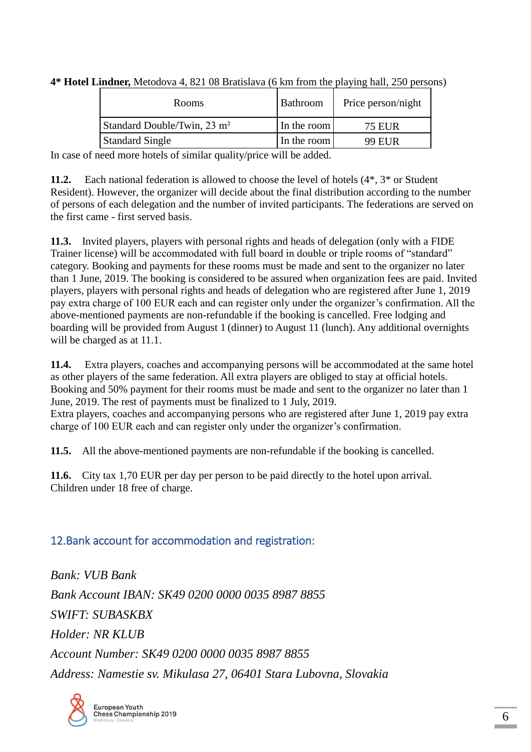**4\* Hotel Lindner,** Metodova 4, 821 08 Bratislava (6 km from the playing hall, 250 persons)

| Rooms | Bathroom | Price person/night |
|---|---|---|
| Standard Double/Twin, 23 m² | In the room | 75 EUR |
| Standard Single | In the room | 99 EUR |

In case of need more hotels of similar quality/price will be added.

**11.2.** Each national federation is allowed to choose the level of hotels (4\*, 3\* or Student Resident). However, the organizer will decide about the final distribution according to the number of persons of each delegation and the number of invited participants. The federations are served on the first came - first served basis.

**11.3.** Invited players, players with personal rights and heads of delegation (only with a FIDE Trainer license) will be accommodated with full board in double or triple rooms of "standard" category. Booking and payments for these rooms must be made and sent to the organizer no later than 1 June, 2019. The booking is considered to be assured when organization fees are paid. Invited players, players with personal rights and heads of delegation who are registered after June 1, 2019 pay extra charge of 100 EUR each and can register only under the organizer's confirmation. All the above-mentioned payments are non-refundable if the booking is cancelled. Free lodging and boarding will be provided from August 1 (dinner) to August 11 (lunch). Any additional overnights will be charged as at 11.1.

**11.4.** Extra players, coaches and accompanying persons will be accommodated at the same hotel as other players of the same federation. All extra players are obliged to stay at official hotels. Booking and 50% payment for their rooms must be made and sent to the organizer no later than 1 June, 2019. The rest of payments must be finalized to 1 July, 2019.
Extra players, coaches and accompanying persons who are registered after June 1, 2019 pay extra charge of 100 EUR each and can register only under the organizer's confirmation.

**11.5.** All the above-mentioned payments are non-refundable if the booking is cancelled.

**11.6.** City tax 1,70 EUR per day per person to be paid directly to the hotel upon arrival. Children under 18 free of charge.

## 12. Bank account for accommodation and registration:

*Bank: VUB Bank*

*Bank Account IBAN: SK49 0200 0000 0035 8987 8855*

*SWIFT: SUBASKBX*

*Holder: NR KLUB*

*Account Number: SK49 0200 0000 0035 8987 8855*

*Address: Namestie sv. Mikulasa 27, 06401 Stara Lubovna, Slovakia*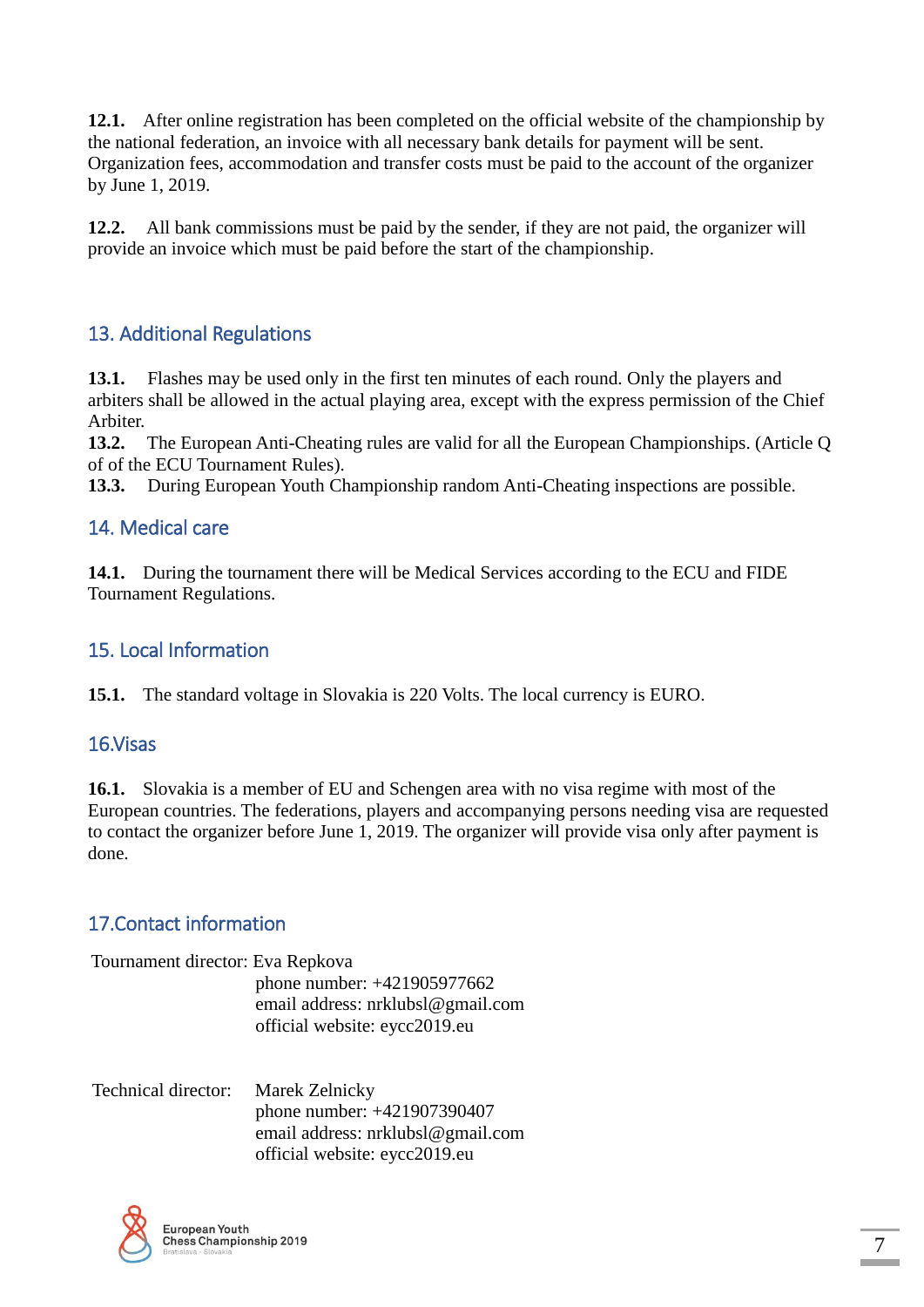**12.1.** After online registration has been completed on the official website of the championship by the national federation, an invoice with all necessary bank details for payment will be sent. Organization fees, accommodation and transfer costs must be paid to the account of the organizer by June 1, 2019.

**12.2.** All bank commissions must be paid by the sender, if they are not paid, the organizer will provide an invoice which must be paid before the start of the championship.

## 13. Additional Regulations

**13.1.** Flashes may be used only in the first ten minutes of each round. Only the players and arbiters shall be allowed in the actual playing area, except with the express permission of the Chief Arbiter.
**13.2.** The European Anti-Cheating rules are valid for all the European Championships. (Article Q of of the ECU Tournament Rules).
**13.3.** During European Youth Championship random Anti-Cheating inspections are possible.

## 14. Medical care

**14.1.** During the tournament there will be Medical Services according to the ECU and FIDE Tournament Regulations.

## 15. Local Information

**15.1.** The standard voltage in Slovakia is 220 Volts. The local currency is EURO.

## 16.Visas

**16.1.** Slovakia is a member of EU and Schengen area with no visa regime with most of the European countries. The federations, players and accompanying persons needing visa are requested to contact the organizer before June 1, 2019. The organizer will provide visa only after payment is done.

## 17.Contact information

Tournament director: Eva Repkova
phone number: +421905977662
email address: nrklubsl@gmail.com
official website: eycc2019.eu

Technical director: Marek Zelnicky
phone number: +421907390407
email address: nrklubsl@gmail.com
official website: eycc2019.eu